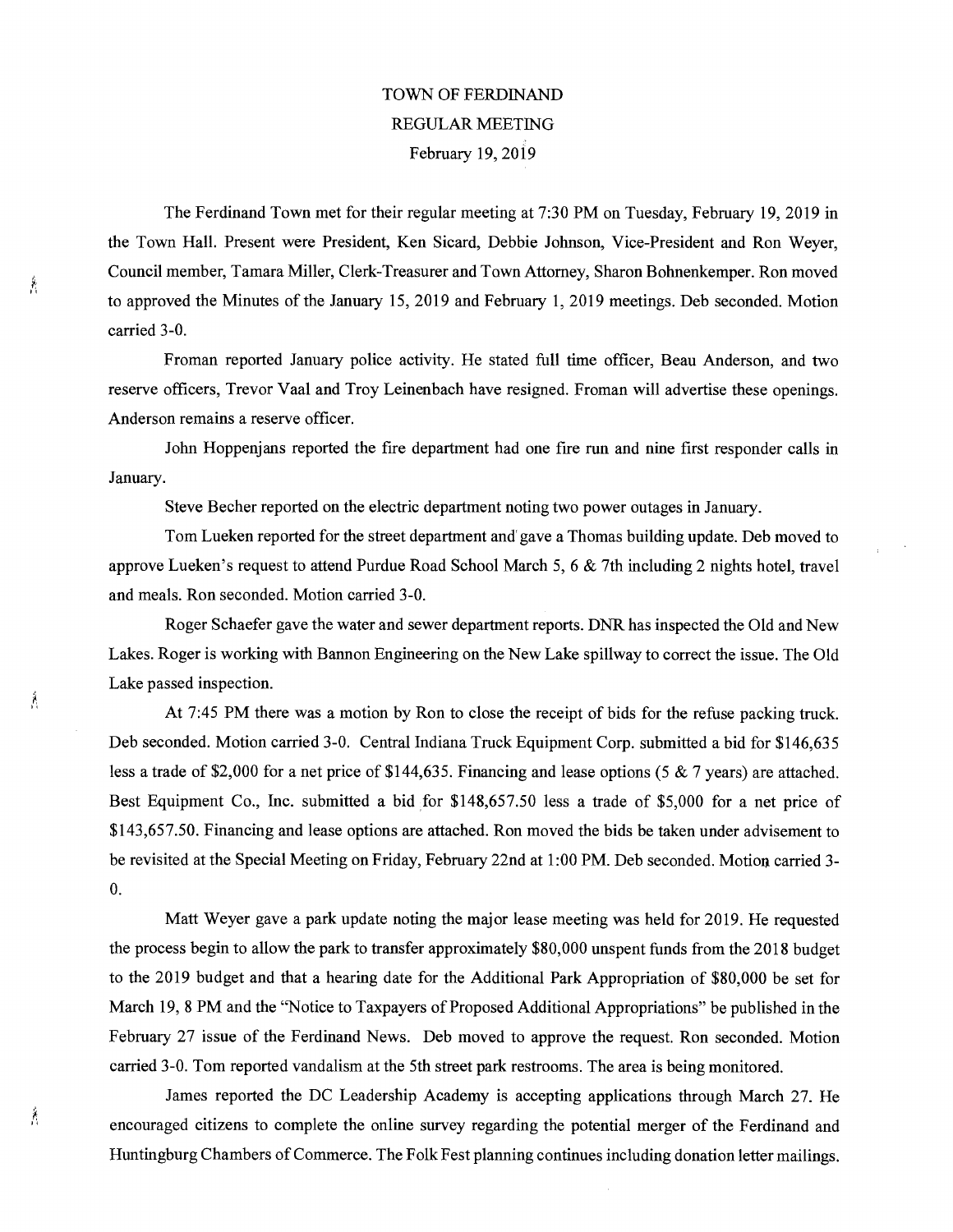# TOWN OF FERDINAND
## REGULAR MEETING
### February 19, 2019

The Ferdinand Town met for their regular meeting at 7:30 PM on Tuesday, February 19, 2019 in the Town Hall. Present were President, Ken Sicard, Debbie Johnson, Vice-President and Ron Weyer, Council member, Tamara Miller, Clerk-Treasurer and Town Attorney, Sharon Bohnenkemper. Ron moved to approved the Minutes of the January 15, 2019 and February 1, 2019 meetings. Deb seconded. Motion carried 3-0.

Froman reported January police activity. He stated full time officer, Beau Anderson, and two reserve officers, Trevor Vaal and Troy Leinenbach have resigned. Froman will advertise these openings. Anderson remains a reserve officer.

John Hoppenjans reported the fire department had one fire run and nine first responder calls in January.

Steve Becher reported on the electric department noting two power outages in January.

Tom Lueken reported for the street department and gave a Thomas building update. Deb moved to approve Lueken's request to attend Purdue Road School March 5, 6 & 7th including 2 nights hotel, travel and meals. Ron seconded. Motion carried 3-0.

Roger Schaefer gave the water and sewer department reports. DNR has inspected the Old and New Lakes. Roger is working with Bannon Engineering on the New Lake spillway to correct the issue. The Old Lake passed inspection.

At 7:45 PM there was a motion by Ron to close the receipt of bids for the refuse packing truck. Deb seconded. Motion carried 3-0. Central Indiana Truck Equipment Corp. submitted a bid for $146,635 less a trade of $2,000 for a net price of $144,635. Financing and lease options (5 & 7 years) are attached. Best Equipment Co., Inc. submitted a bid for $148,657.50 less a trade of $5,000 for a net price of $143,657.50. Financing and lease options are attached. Ron moved the bids be taken under advisement to be revisited at the Special Meeting on Friday, February 22nd at 1:00 PM. Deb seconded. Motion carried 3-0.

Matt Weyer gave a park update noting the major lease meeting was held for 2019. He requested the process begin to allow the park to transfer approximately $80,000 unspent funds from the 2018 budget to the 2019 budget and that a hearing date for the Additional Park Appropriation of $80,000 be set for March 19, 8 PM and the "Notice to Taxpayers of Proposed Additional Appropriations" be published in the February 27 issue of the Ferdinand News. Deb moved to approve the request. Ron seconded. Motion carried 3-0. Tom reported vandalism at the 5th street park restrooms. The area is being monitored.

James reported the DC Leadership Academy is accepting applications through March 27. He encouraged citizens to complete the online survey regarding the potential merger of the Ferdinand and Huntingburg Chambers of Commerce. The Folk Fest planning continues including donation letter mailings.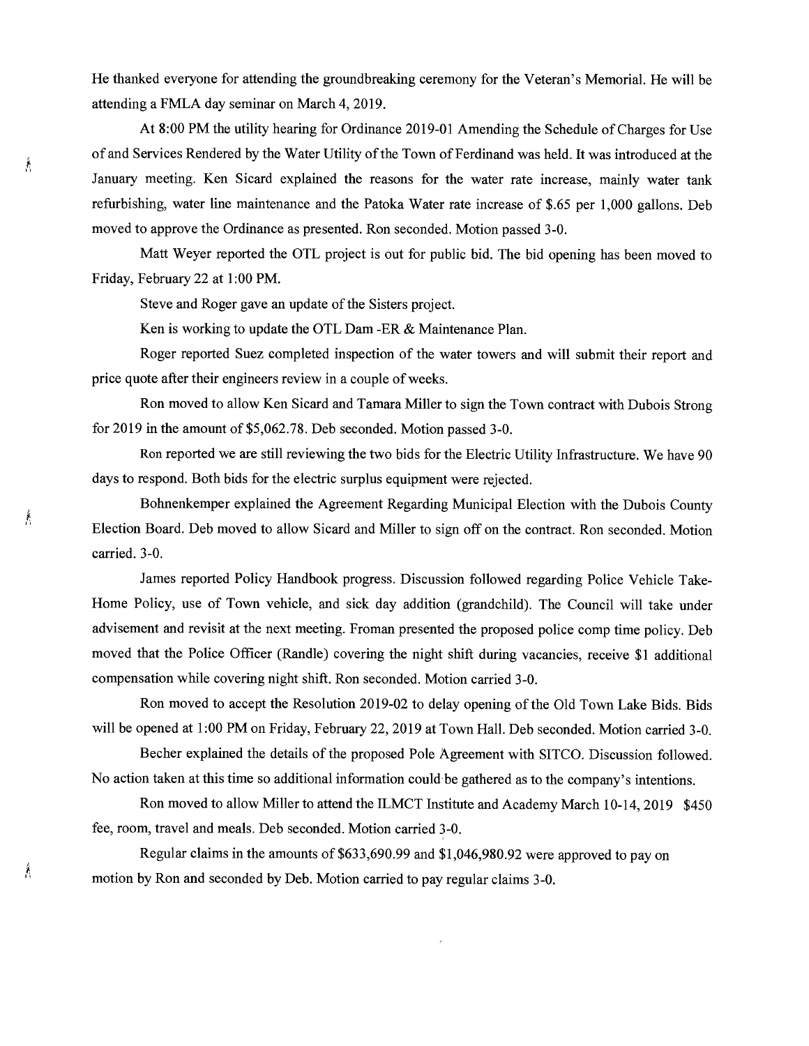He thanked everyone for attending the groundbreaking ceremony for the Veteran's Memorial. He will be attending a FMLA day seminar on March 4, 2019.

At 8:00 PM the utility hearing for Ordinance 2019-01 Amending the Schedule of Charges for Use of and Services Rendered by the Water Utility of the Town of Ferdinand was held. It was introduced at the January meeting. Ken Sicard explained the reasons for the water rate increase, mainly water tank refurbishing, water line maintenance and the Patoka Water rate increase of $.65 per 1,000 gallons. Deb moved to approve the Ordinance as presented. Ron seconded. Motion passed 3-0.

Matt Weyer reported the OTL project is out for public bid. The bid opening has been moved to Friday, February 22 at 1:00 PM.

Steve and Roger gave an update of the Sisters project.

Ken is working to update the OTL Dam -ER & Maintenance Plan.

Roger reported Suez completed inspection of the water towers and will submit their report and price quote after their engineers review in a couple of weeks.

Ron moved to allow Ken Sicard and Tamara Miller to sign the Town contract with Dubois Strong for 2019 in the amount of $5,062.78. Deb seconded. Motion passed 3-0.

Ron reported we are still reviewing the two bids for the Electric Utility Infrastructure. We have 90 days to respond. Both bids for the electric surplus equipment were rejected.

Bohnenkemper explained the Agreement Regarding Municipal Election with the Dubois County Election Board. Deb moved to allow Sicard and Miller to sign off on the contract. Ron seconded. Motion carried. 3-0.

James reported Policy Handbook progress. Discussion followed regarding Police Vehicle Take-Home Policy, use of Town vehicle, and sick day addition (grandchild). The Council will take under advisement and revisit at the next meeting. Froman presented the proposed police comp time policy. Deb moved that the Police Officer (Randle) covering the night shift during vacancies, receive $1 additional compensation while covering night shift. Ron seconded. Motion carried 3-0.

Ron moved to accept the Resolution 2019-02 to delay opening of the Old Town Lake Bids. Bids will be opened at 1:00 PM on Friday, February 22, 2019 at Town Hall. Deb seconded. Motion carried 3-0.

Becher explained the details of the proposed Pole Agreement with SITCO. Discussion followed. No action taken at this time so additional information could be gathered as to the company's intentions.

Ron moved to allow Miller to attend the ILMCT Institute and Academy March 10-14, 2019 $450 fee, room, travel and meals. Deb seconded. Motion carried 3-0.

Regular claims in the amounts of $633,690.99 and $1,046,980.92 were approved to pay on motion by Ron and seconded by Deb. Motion carried to pay regular claims 3-0.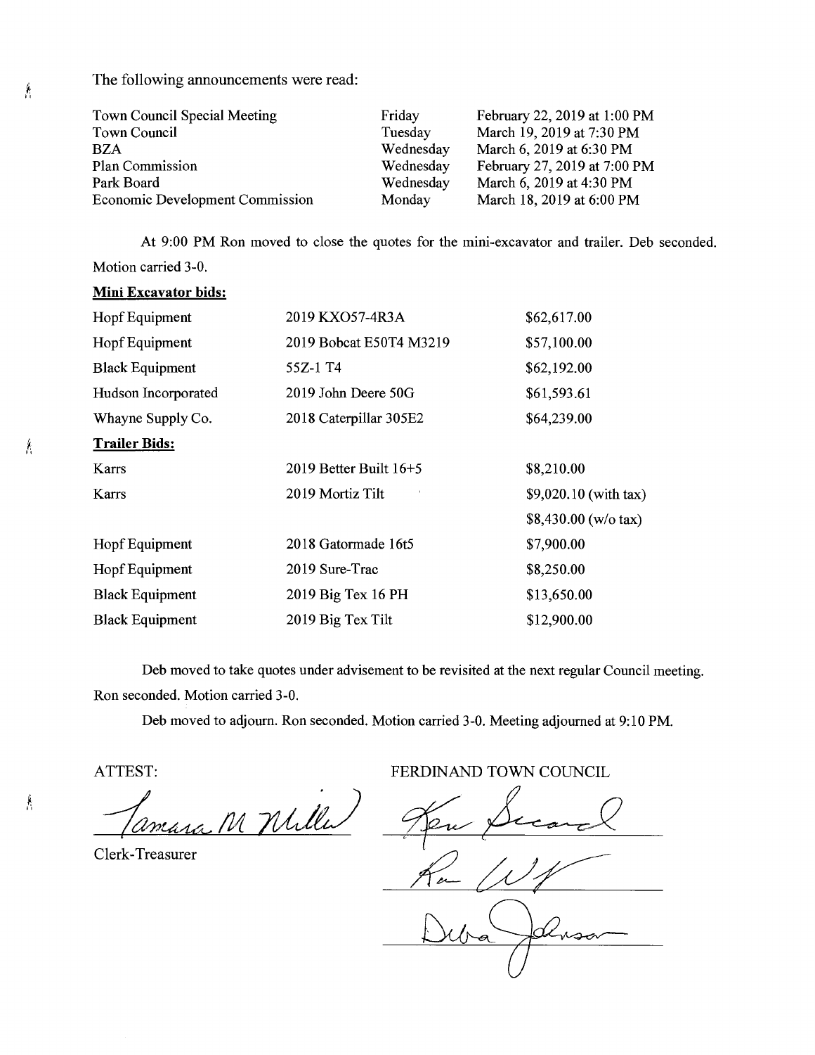The following announcements were read:

| | | |
|---|---|---|
| Town Council Special Meeting | Friday | February 22, 2019 at 1:00 PM |
| Town Council | Tuesday | March 19, 2019 at 7:30 PM |
| BZA | Wednesday | March 6, 2019 at 6:30 PM |
| Plan Commission | Wednesday | February 27, 2019 at 7:00 PM |
| Park Board | Wednesday | March 6, 2019 at 4:30 PM |
| Economic Development Commission | Monday | March 18, 2019 at 6:00 PM |

At 9:00 PM Ron moved to close the quotes for the mini-excavator and trailer. Deb seconded. Motion carried 3-0.

| | | |
|---|---|---|
| **Mini Excavator bids:** | | |
| Hopf Equipment | 2019 KXO57-4R3A | $62,617.00 |
| Hopf Equipment | 2019 Bobcat E50T4 M3219 | $57,100.00 |
| Black Equipment | 55Z-1 T4 | $62,192.00 |
| Hudson Incorporated | 2019 John Deere 50G | $61,593.61 |
| Whayne Supply Co. | 2018 Caterpillar 305E2 | $64,239.00 |
| **Trailer Bids:** | | |
| Karrs | 2019 Better Built 16+5 | $8,210.00 |
| Karrs | 2019 Mortiz Tilt | $9,020.10 (with tax) |
| | | $8,430.00 (w/o tax) |
| Hopf Equipment | 2018 Gatormade 16t5 | $7,900.00 |
| Hopf Equipment | 2019 Sure-Trac | $8,250.00 |
| Black Equipment | 2019 Big Tex 16 PH | $13,650.00 |
| Black Equipment | 2019 Big Tex Tilt | $12,900.00 |

Deb moved to take quotes under advisement to be revisited at the next regular Council meeting. Ron seconded. Motion carried 3-0.

Deb moved to adjourn. Ron seconded. Motion carried 3-0. Meeting adjourned at 9:10 PM.

ATTEST:

Tamara M Miller

Clerk-Treasurer

FERDINAND TOWN COUNCIL

Ken Sicard

Ron Wf

Debra Johnson